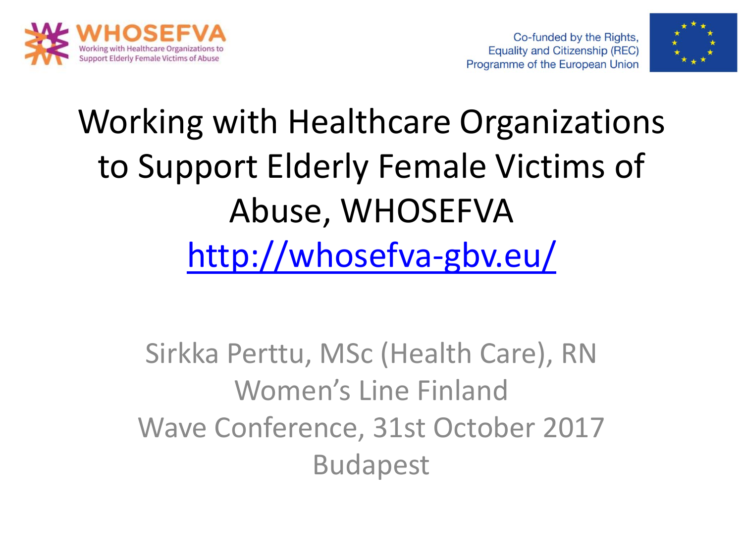WHOSEFVA
Working with Healthcare Organizations to Support Elderly Female Victims of Abuse

Co-funded by the Rights, Equality and Citizenship (REC) Programme of the European Union

# Working with Healthcare Organizations to Support Elderly Female Victims of Abuse, WHOSEFVA

http://whosefva-gbv.eu/

Sirkka Perttu, MSc (Health Care), RN
Women's Line Finland
Wave Conference, 31st October 2017
Budapest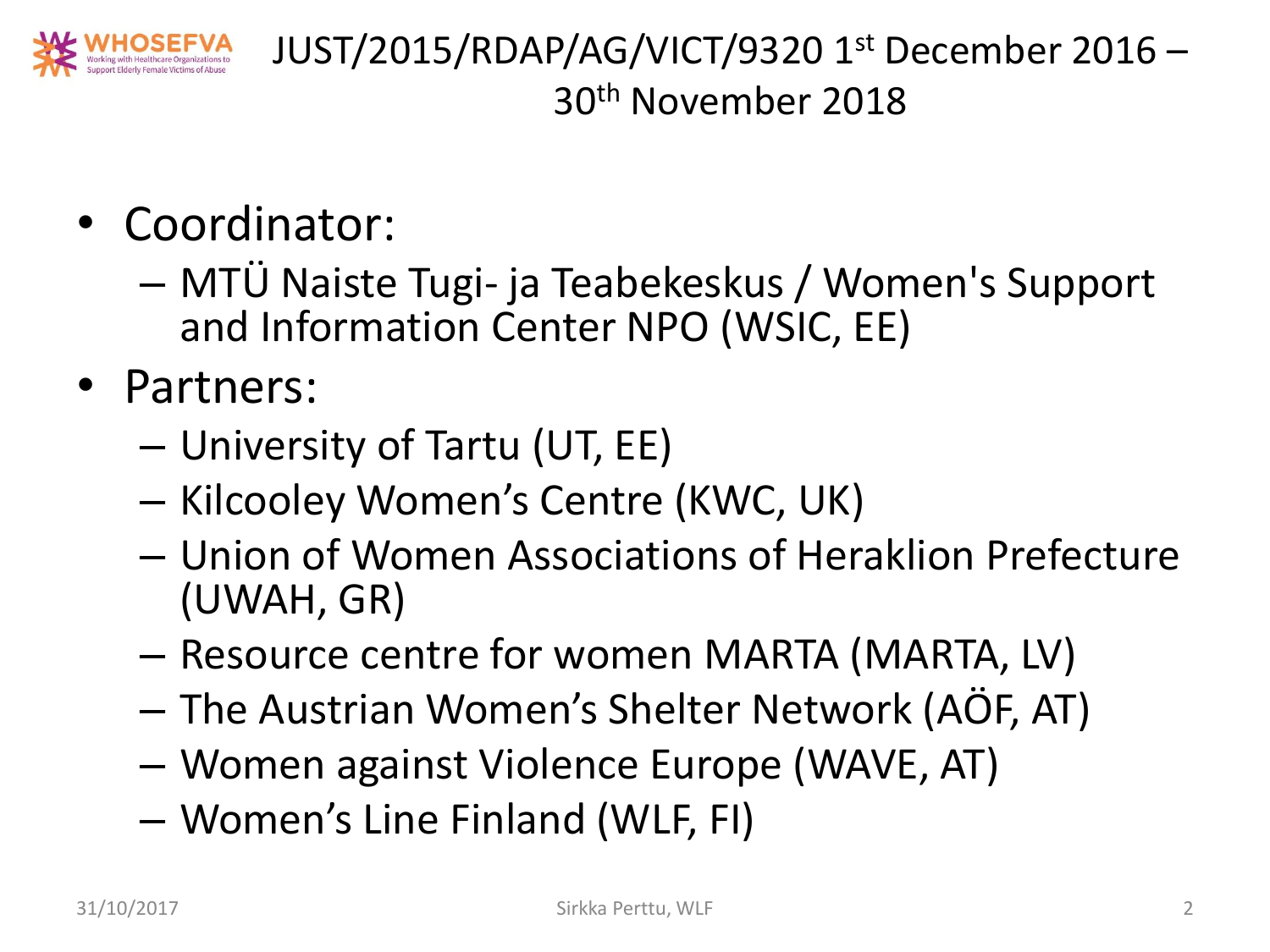JUST/2015/RDAP/AG/VICT/9320 1st December 2016 – 30th November 2018

- Coordinator:
  - MTÜ Naiste Tugi- ja Teabekeskus / Women's Support and Information Center NPO (WSIC, EE)
- Partners:
  - University of Tartu (UT, EE)
  - Kilcooley Women's Centre (KWC, UK)
  - Union of Women Associations of Heraklion Prefecture (UWAH, GR)
  - Resource centre for women MARTA (MARTA, LV)
  - The Austrian Women's Shelter Network (AÖF, AT)
  - Women against Violence Europe (WAVE, AT)
  - Women's Line Finland (WLF, FI)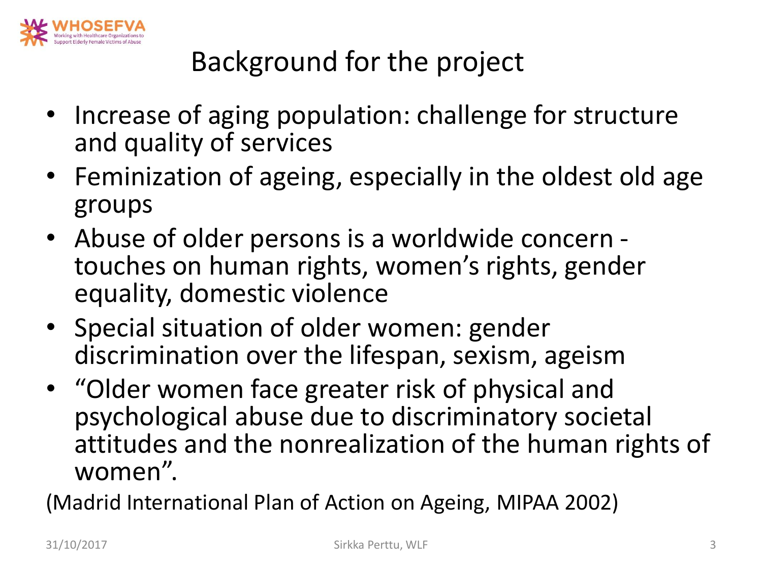# Background for the project

- Increase of aging population: challenge for structure and quality of services
- Feminization of ageing, especially in the oldest old age groups
- Abuse of older persons is a worldwide concern - touches on human rights, women's rights, gender equality, domestic violence
- Special situation of older women: gender discrimination over the lifespan, sexism, ageism
- "Older women face greater risk of physical and psychological abuse due to discriminatory societal attitudes and the nonrealization of the human rights of women".

(Madrid International Plan of Action on Ageing, MIPAA 2002)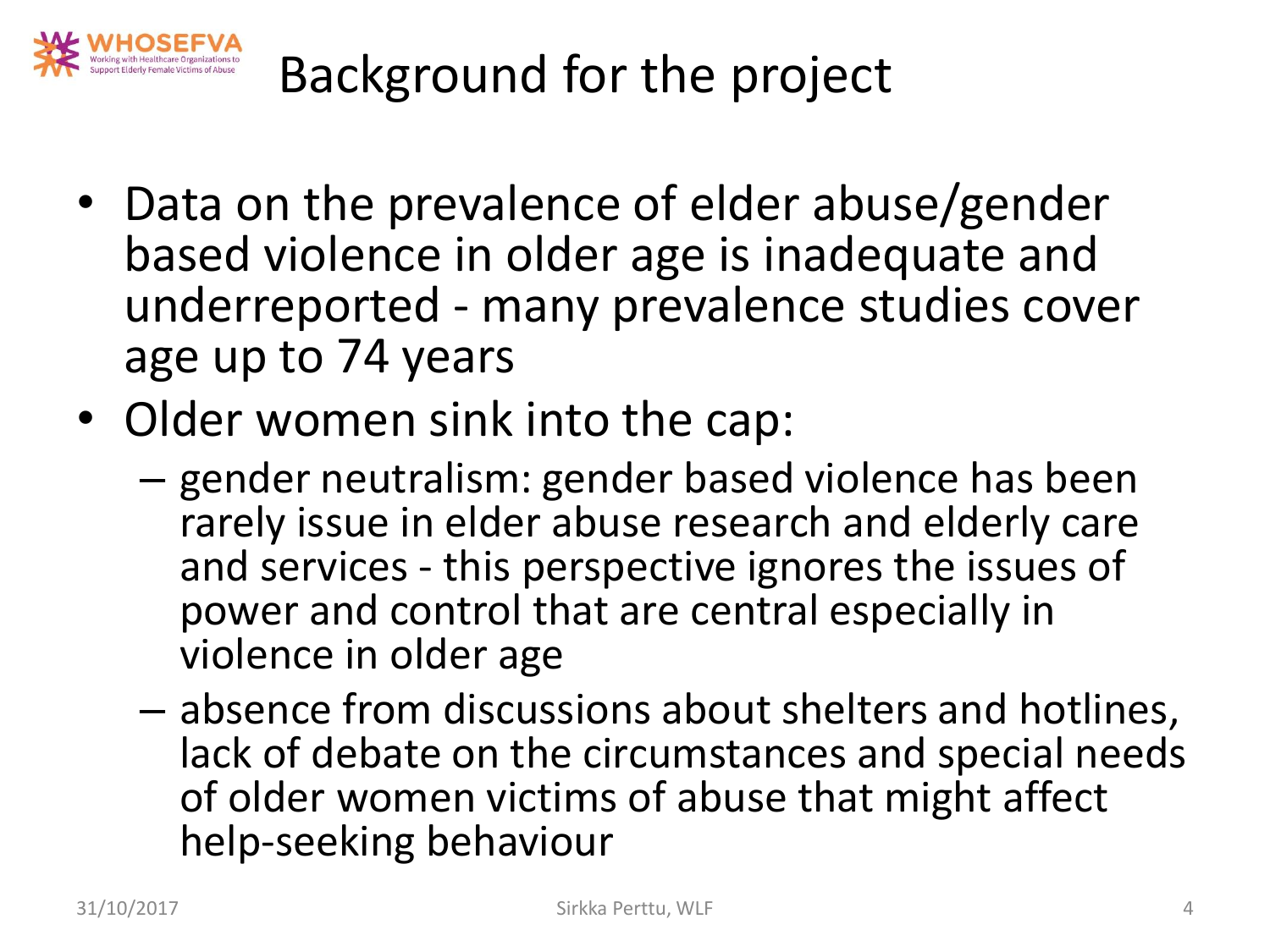# Background for the project

- Data on the prevalence of elder abuse/gender based violence in older age is inadequate and underreported - many prevalence studies cover age up to 74 years
- Older women sink into the cap:
  - gender neutralism: gender based violence has been rarely issue in elder abuse research and elderly care and services - this perspective ignores the issues of power and control that are central especially in violence in older age
  - absence from discussions about shelters and hotlines, lack of debate on the circumstances and special needs of older women victims of abuse that might affect help-seeking behaviour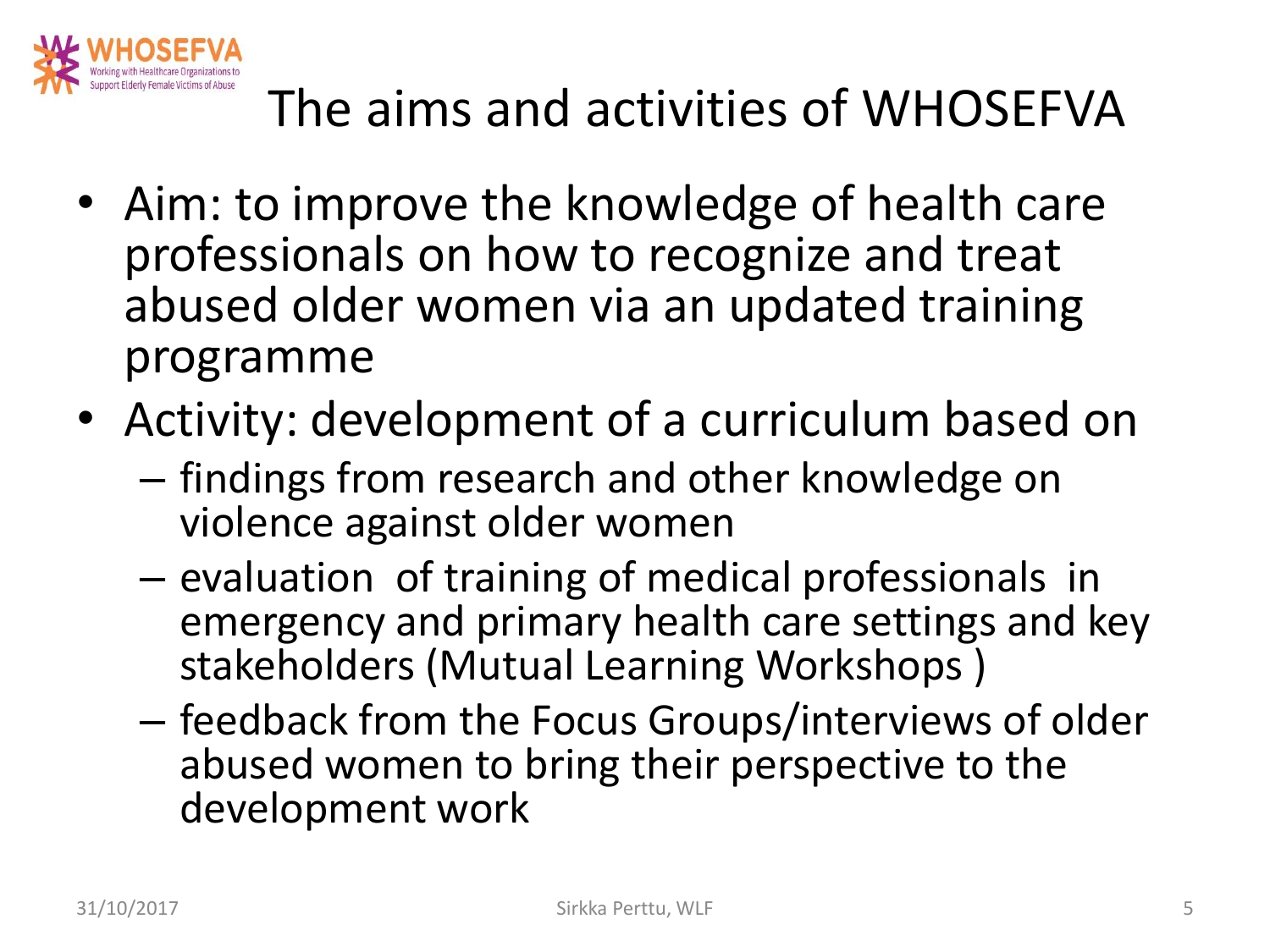# The aims and activities of WHOSEFVA

- Aim: to improve the knowledge of health care professionals on how to recognize and treat abused older women via an updated training programme
- Activity: development of a curriculum based on
  - findings from research and other knowledge on violence against older women
  - evaluation of training of medical professionals in emergency and primary health care settings and key stakeholders (Mutual Learning Workshops )
  - feedback from the Focus Groups/interviews of older abused women to bring their perspective to the development work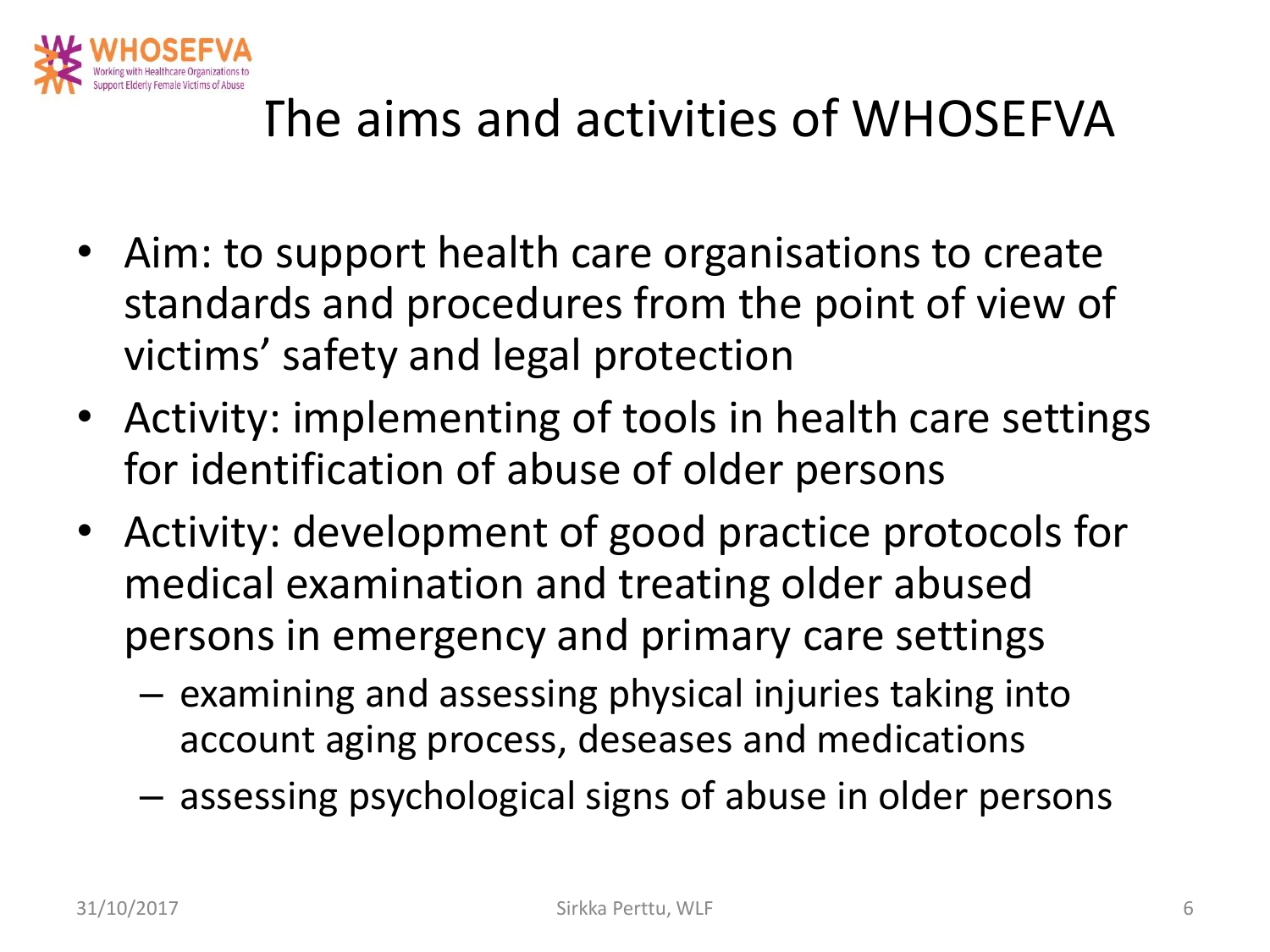# The aims and activities of WHOSEFVA

- Aim: to support health care organisations to create standards and procedures from the point of view of victims' safety and legal protection
- Activity: implementing of tools in health care settings for identification of abuse of older persons
- Activity: development of good practice protocols for medical examination and treating older abused persons in emergency and primary care settings
  - examining and assessing physical injuries taking into account aging process, deseases and medications
  - assessing psychological signs of abuse in older persons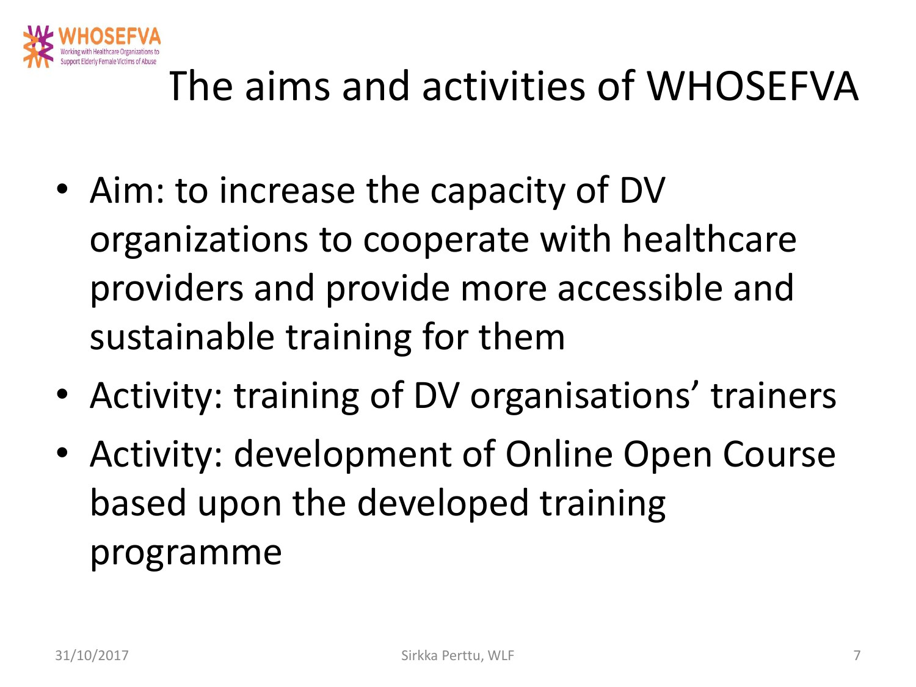# The aims and activities of WHOSEFVA

- Aim: to increase the capacity of DV organizations to cooperate with healthcare providers and provide more accessible and sustainable training for them
- Activity: training of DV organisations' trainers
- Activity: development of Online Open Course based upon the developed training programme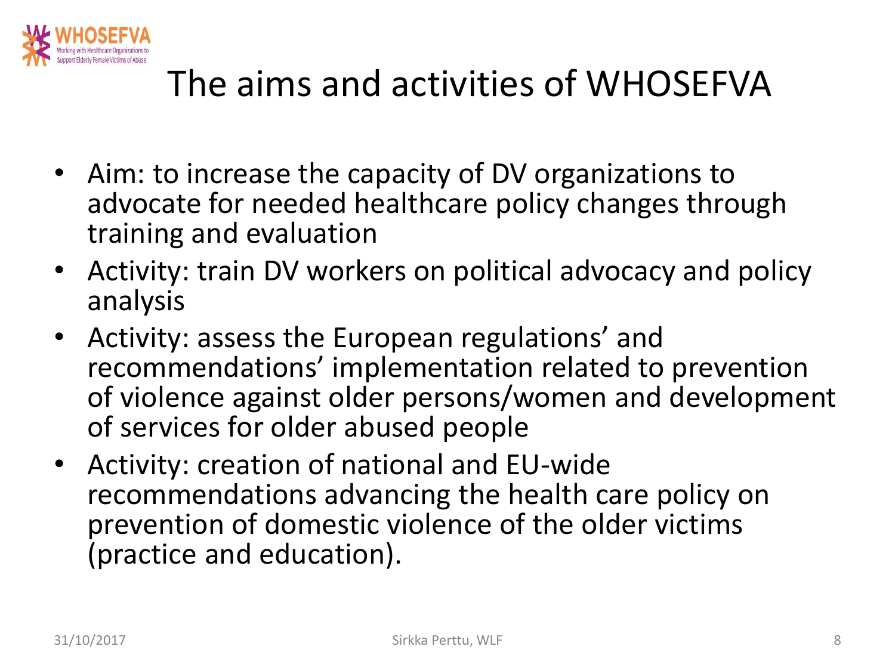# The aims and activities of WHOSEFVA

- Aim: to increase the capacity of DV organizations to advocate for needed healthcare policy changes through training and evaluation
- Activity: train DV workers on political advocacy and policy analysis
- Activity: assess the European regulations' and recommendations' implementation related to prevention of violence against older persons/women and development of services for older abused people
- Activity: creation of national and EU-wide recommendations advancing the health care policy on prevention of domestic violence of the older victims (practice and education).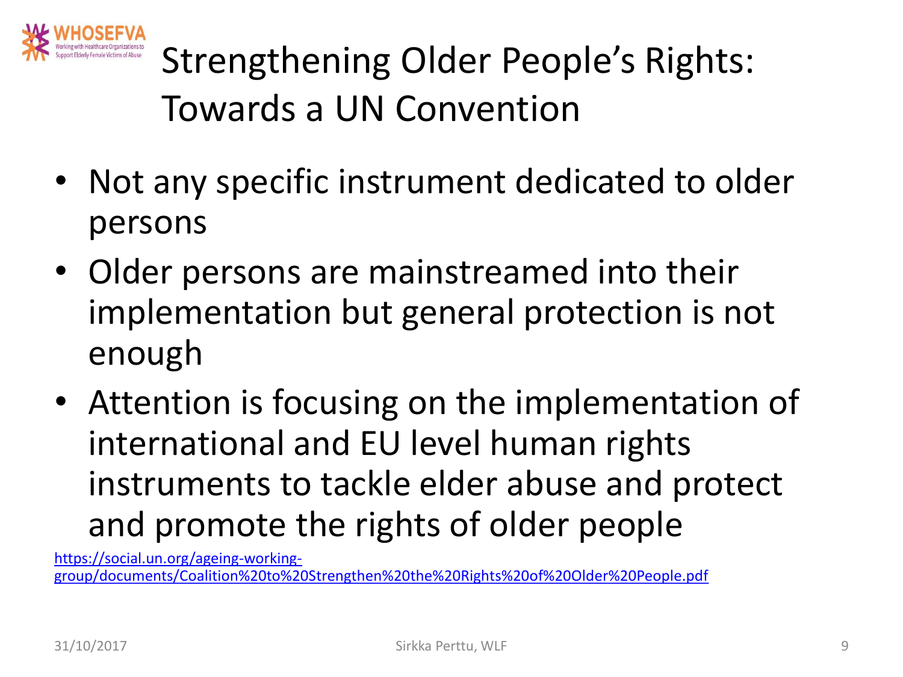# Strengthening Older People's Rights: Towards a UN Convention

- Not any specific instrument dedicated to older persons
- Older persons are mainstreamed into their implementation but general protection is not enough
- Attention is focusing on the implementation of international and EU level human rights instruments to tackle elder abuse and protect and promote the rights of older people

https://social.un.org/ageing-working-group/documents/Coalition%20to%20Strengthen%20the%20Rights%20of%20Older%20People.pdf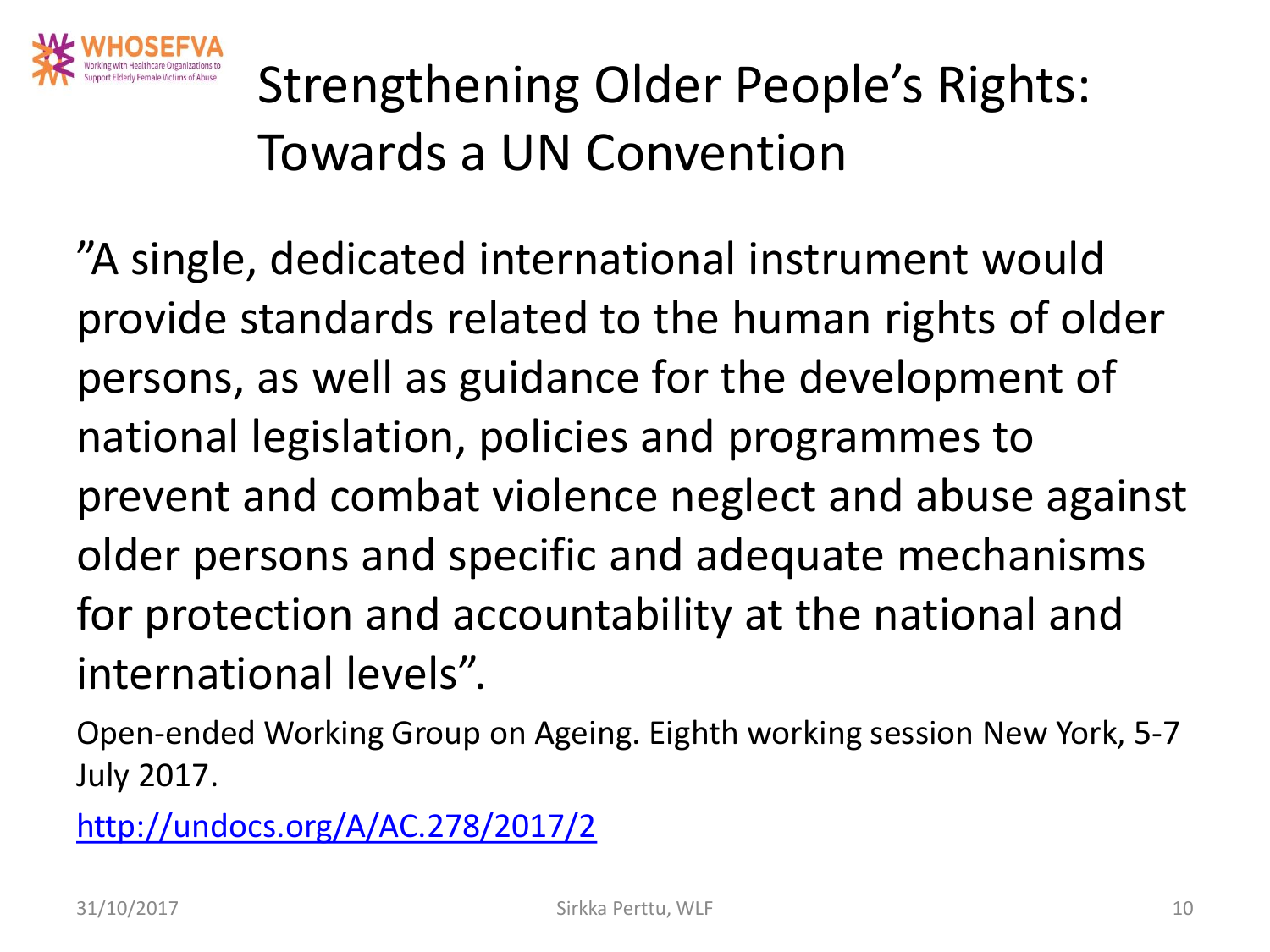# Strengthening Older People's Rights: Towards a UN Convention

”A single, dedicated international instrument would provide standards related to the human rights of older persons, as well as guidance for the development of national legislation, policies and programmes to prevent and combat violence neglect and abuse against older persons and specific and adequate mechanisms for protection and accountability at the national and international levels”.

Open-ended Working Group on Ageing. Eighth working session New York, 5-7 July 2017.

http://undocs.org/A/AC.278/2017/2